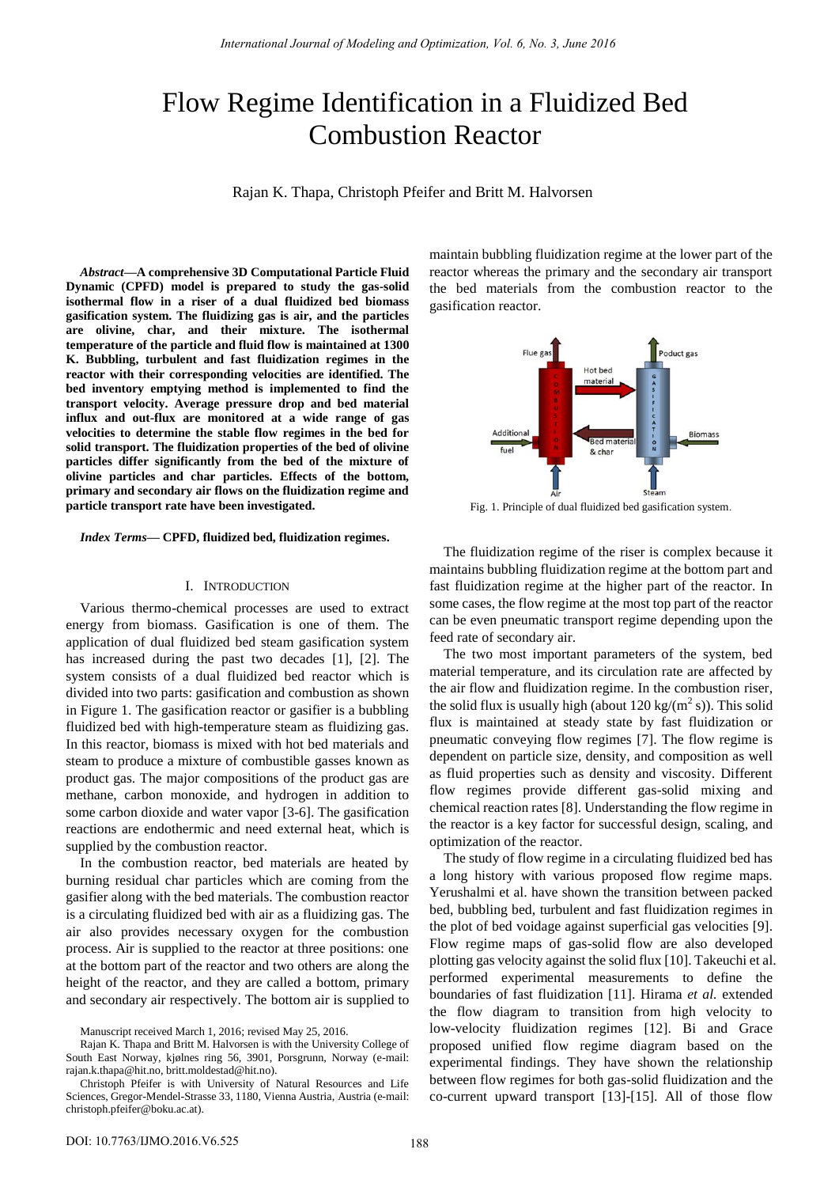# Flow Regime Identification in a Fluidized Bed Combustion Reactor

Rajan K. Thapa, Christoph Pfeifer and Britt M. Halvorsen

***Abstract*—A comprehensive 3D Computational Particle Fluid Dynamic (CPFD) model is prepared to study the gas-solid isothermal flow in a riser of a dual fluidized bed biomass gasification system. The fluidizing gas is air, and the particles are olivine, char, and their mixture. The isothermal temperature of the particle and fluid flow is maintained at 1300 K. Bubbling, turbulent and fast fluidization regimes in the reactor with their corresponding velocities are identified. The bed inventory emptying method is implemented to find the transport velocity. Average pressure drop and bed material influx and out-flux are monitored at a wide range of gas velocities to determine the stable flow regimes in the bed for solid transport. The fluidization properties of the bed of olivine particles differ significantly from the bed of the mixture of olivine particles and char particles. Effects of the bottom, primary and secondary air flows on the fluidization regime and particle transport rate have been investigated.**

***Index Terms*— CPFD, fluidized bed, fluidization regimes.**

## I. Introduction

Various thermo-chemical processes are used to extract energy from biomass. Gasification is one of them. The application of dual fluidized bed steam gasification system has increased during the past two decades [1], [2]. The system consists of a dual fluidized bed reactor which is divided into two parts: gasification and combustion as shown in Figure 1. The gasification reactor or gasifier is a bubbling fluidized bed with high-temperature steam as fluidizing gas. In this reactor, biomass is mixed with hot bed materials and steam to produce a mixture of combustible gasses known as product gas. The major compositions of the product gas are methane, carbon monoxide, and hydrogen in addition to some carbon dioxide and water vapor [3-6]. The gasification reactions are endothermic and need external heat, which is supplied by the combustion reactor.

In the combustion reactor, bed materials are heated by burning residual char particles which are coming from the gasifier along with the bed materials. The combustion reactor is a circulating fluidized bed with air as a fluidizing gas. The air also provides necessary oxygen for the combustion process. Air is supplied to the reactor at three positions: one at the bottom part of the reactor and two others are along the height of the reactor, and they are called a bottom, primary and secondary air respectively. The bottom air is supplied to maintain bubbling fluidization regime at the lower part of the reactor whereas the primary and the secondary air transport the bed materials from the combustion reactor to the gasification reactor.

Fig. 1. Principle of dual fluidized bed gasification system.

The fluidization regime of the riser is complex because it maintains bubbling fluidization regime at the bottom part and fast fluidization regime at the higher part of the reactor. In some cases, the flow regime at the most top part of the reactor can be even pneumatic transport regime depending upon the feed rate of secondary air.

The two most important parameters of the system, bed material temperature, and its circulation rate are affected by the air flow and fluidization regime. In the combustion riser, the solid flux is usually high (about 120 kg/(m$^2$ s)). This solid flux is maintained at steady state by fast fluidization or pneumatic conveying flow regimes [7]. The flow regime is dependent on particle size, density, and composition as well as fluid properties such as density and viscosity. Different flow regimes provide different gas-solid mixing and chemical reaction rates [8]. Understanding the flow regime in the reactor is a key factor for successful design, scaling, and optimization of the reactor.

The study of flow regime in a circulating fluidized bed has a long history with various proposed flow regime maps. Yerushalmi et al. have shown the transition between packed bed, bubbling bed, turbulent and fast fluidization regimes in the plot of bed voidage against superficial gas velocities [9]. Flow regime maps of gas-solid flow are also developed plotting gas velocity against the solid flux [10]. Takeuchi et al. performed experimental measurements to define the boundaries of fast fluidization [11]. Hirama *et al.* extended the flow diagram to transition from high velocity to low-velocity fluidization regimes [12]. Bi and Grace proposed unified flow regime diagram based on the experimental findings. They have shown the relationship between flow regimes for both gas-solid fluidization and the co-current upward transport [13]-[15]. All of those flow

Manuscript received March 1, 2016; revised May 25, 2016.

Rajan K. Thapa and Britt M. Halvorsen is with the University College of South East Norway, kjølnes ring 56, 3901, Porsgrunn, Norway (e-mail: rajan.k.thapa@hit.no, britt.moldestad@hit.no).

Christoph Pfeifer is with University of Natural Resources and Life Sciences, Gregor-Mendel-Strasse 33, 1180, Vienna Austria, Austria (e-mail: christoph.pfeifer@boku.ac.at).

DOI: 10.7763/IJMO.2016.V6.525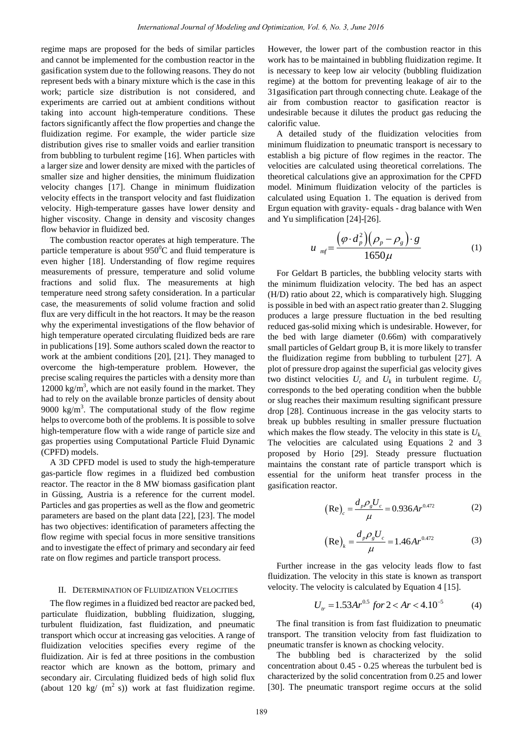regime maps are proposed for the beds of similar particles and cannot be implemented for the combustion reactor in the gasification system due to the following reasons. They do not represent beds with a binary mixture which is the case in this work; particle size distribution is not considered, and experiments are carried out at ambient conditions without taking into account high-temperature conditions. These factors significantly affect the flow properties and change the fluidization regime. For example, the wider particle size distribution gives rise to smaller voids and earlier transition from bubbling to turbulent regime [16]. When particles with a larger size and lower density are mixed with the particles of smaller size and higher densities, the minimum fluidization velocity changes [17]. Change in minimum fluidization velocity effects in the transport velocity and fast fluidization velocity. High-temperature gasses have lower density and higher viscosity. Change in density and viscosity changes flow behavior in fluidized bed.

The combustion reactor operates at high temperature. The particle temperature is about $950^0$C and fluid temperature is even higher [18]. Understanding of flow regime requires measurements of pressure, temperature and solid volume fractions and solid flux. The measurements at high temperature need strong safety consideration. In a particular case, the measurements of solid volume fraction and solid flux are very difficult in the hot reactors. It may be the reason why the experimental investigations of the flow behavior of high temperature operated circulating fluidized beds are rare in publications [19]. Some authors scaled down the reactor to work at the ambient conditions [20], [21]. They managed to overcome the high-temperature problem. However, the precise scaling requires the particles with a density more than 12000 kg/m$^3$, which are not easily found in the market. They had to rely on the available bronze particles of density about 9000 kg/m$^3$. The computational study of the flow regime helps to overcome both of the problems. It is possible to solve high-temperature flow with a wide range of particle size and gas properties using Computational Particle Fluid Dynamic (CPFD) models.

A 3D CPFD model is used to study the high-temperature gas-particle flow regimes in a fluidized bed combustion reactor. The reactor in the 8 MW biomass gasification plant in Güssing, Austria is a reference for the current model. Particles and gas properties as well as the flow and geometric parameters are based on the plant data [22], [23]. The model has two objectives: identification of parameters affecting the flow regime with special focus in more sensitive transitions and to investigate the effect of primary and secondary air feed rate on flow regimes and particle transport process.

## II. Determination of Fluidization Velocities

The flow regimes in a fluidized bed reactor are packed bed, particulate fluidization, bubbling fluidization, slugging, turbulent fluidization, fast fluidization, and pneumatic transport which occur at increasing gas velocities. A range of fluidization velocities specifies every regime of the fluidization. Air is fed at three positions in the combustion reactor which are known as the bottom, primary and secondary air. Circulating fluidized beds of high solid flux (about 120 kg/ (m$^2$ s)) work at fast fluidization regime. However, the lower part of the combustion reactor in this work has to be maintained in bubbling fluidization regime. It is necessary to keep low air velocity (bubbling fluidization regime) at the bottom for preventing leakage of air to the 31gasification part through connecting chute. Leakage of the air from combustion reactor to gasification reactor is undesirable because it dilutes the product gas reducing the calorific value.

A detailed study of the fluidization velocities from minimum fluidization to pneumatic transport is necessary to establish a big picture of flow regimes in the reactor. The velocities are calculated using theoretical correlations. The theoretical calculations give an approximation for the CPFD model. Minimum fluidization velocity of the particles is calculated using Equation 1. The equation is derived from Ergun equation with gravity- equals - drag balance with Wen and Yu simplification [24]-[26].

$$u_{mf} = \frac{\left(\varphi \cdot d_p^2\right)\left(\rho_p - \rho_g\right) \cdot g}{1650\mu} \tag{1}$$

For Geldart B particles, the bubbling velocity starts with the minimum fluidization velocity. The bed has an aspect (H/D) ratio about 22, which is comparatively high. Slugging is possible in bed with an aspect ratio greater than 2. Slugging produces a large pressure fluctuation in the bed resulting reduced gas-solid mixing which is undesirable. However, for the bed with large diameter (0.66m) with comparatively small particles of Geldart group B, it is more likely to transfer the fluidization regime from bubbling to turbulent [27]. A plot of pressure drop against the superficial gas velocity gives two distinct velocities $U_c$ and $U_k$ in turbulent regime. $U_c$ corresponds to the bed operating condition when the bubble or slug reaches their maximum resulting significant pressure drop [28]. Continuous increase in the gas velocity starts to break up bubbles resulting in smaller pressure fluctuation which makes the flow steady. The velocity in this state is $U_k$. The velocities are calculated using Equations 2 and 3 proposed by Horio [29]. Steady pressure fluctuation maintains the constant rate of particle transport which is essential for the uniform heat transfer process in the gasification reactor.

$$\left(\text{Re}\right)_c = \frac{d_p \rho_g U_c}{\mu} = 0.936 Ar^{0.472} \tag{2}$$

$$\left(\text{Re}\right)_k = \frac{d_p \rho_g U_c}{\mu} = 1.46 Ar^{0.472} \tag{3}$$

Further increase in the gas velocity leads flow to fast fluidization. The velocity in this state is known as transport velocity. The velocity is calculated by Equation 4 [15].

$$U_{tr} = 1.53 Ar^{0.5} \; for \; 2 < Ar < 4.10^{-5} \tag{4}$$

The final transition is from fast fluidization to pneumatic transport. The transition velocity from fast fluidization to pneumatic transfer is known as chocking velocity.

The bubbling bed is characterized by the solid concentration about 0.45 - 0.25 whereas the turbulent bed is characterized by the solid concentration from 0.25 and lower [30]. The pneumatic transport regime occurs at the solid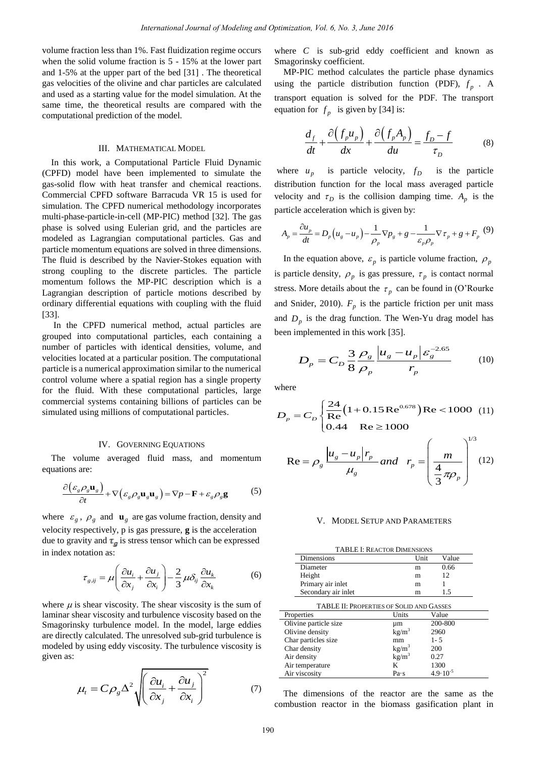volume fraction less than 1%. Fast fluidization regime occurs when the solid volume fraction is 5 - 15% at the lower part and 1-5% at the upper part of the bed [31] . The theoretical gas velocities of the olivine and char particles are calculated and used as a starting value for the model simulation. At the same time, the theoretical results are compared with the computational prediction of the model.

## III. Mathematical Model

In this work, a Computational Particle Fluid Dynamic (CPFD) model have been implemented to simulate the gas-solid flow with heat transfer and chemical reactions. Commercial CPFD software Barracuda VR 15 is used for simulation. The CPFD numerical methodology incorporates multi-phase-particle-in-cell (MP-PIC) method [32]. The gas phase is solved using Eulerian grid, and the particles are modeled as Lagrangian computational particles. Gas and particle momentum equations are solved in three dimensions. The fluid is described by the Navier-Stokes equation with strong coupling to the discrete particles. The particle momentum follows the MP-PIC description which is a Lagrangian description of particle motions described by ordinary differential equations with coupling with the fluid [33].

In the CPFD numerical method, actual particles are grouped into computational particles, each containing a number of particles with identical densities, volume, and velocities located at a particular position. The computational particle is a numerical approximation similar to the numerical control volume where a spatial region has a single property for the fluid. With these computational particles, large commercial systems containing billions of particles can be simulated using millions of computational particles.

## IV. Governing Equations

The volume averaged fluid mass, and momentum equations are:

$$\frac{\partial\left(\varepsilon_g \rho_g \mathbf{u}_g\right)}{\partial t} + \nabla\left(\varepsilon_g \rho_g \mathbf{u}_g \mathbf{u}_g\right) = \nabla p - \mathbf{F} + \varepsilon_g \rho_g \mathbf{g} \qquad (5)$$

where $\varepsilon_g$, $\rho_g$ and $\mathbf{u}_g$ are gas volume fraction, density and velocity respectively, p is gas pressure, $\mathbf{g}$ is the acceleration due to gravity and $\tau_g$ is stress tensor which can be expressed in index notation as:

$$\tau_{g,ij} = \mu\left(\frac{\partial u_i}{\partial x_j} + \frac{\partial u_j}{\partial x_i}\right) - \frac{2}{3}\mu\delta_{ij}\frac{\partial u_k}{\partial x_k} \qquad (6)$$

where $\mu$ is shear viscosity. The shear viscosity is the sum of laminar shear viscosity and turbulence viscosity based on the Smagorinsky turbulence model. In the model, large eddies are directly calculated. The unresolved sub-grid turbulence is modeled by using eddy viscosity. The turbulence viscosity is given as:

$$\mu_t = C\rho_g \Delta^2 \sqrt{\left(\frac{\partial u_i}{\partial x_j} + \frac{\partial u_j}{\partial x_i}\right)^2} \qquad (7)$$

where $C$ is sub-grid eddy coefficient and known as Smagorinsky coefficient.

MP-PIC method calculates the particle phase dynamics using the particle distribution function (PDF), $f_p$ . A transport equation is solved for the PDF. The transport equation for $f_p$ is given by [34] is:

$$\frac{d_f}{dt} + \frac{\partial\left(f_p u_p\right)}{dx} + \frac{\partial\left(f_p A_p\right)}{du} = \frac{f_D - f}{\tau_D} \qquad (8)$$

where $u_p$ is particle velocity, $f_D$ is the particle distribution function for the local mass averaged particle velocity and $\tau_D$ is the collision damping time. $A_p$ is the particle acceleration which is given by:

$$A_p = \frac{\partial u_p}{dt} = D_p\left(u_g - u_p\right) - \frac{1}{\rho_p}\nabla p_g + g - \frac{1}{\varepsilon_p \rho_p}\nabla \tau_p + g + F_p \qquad (9)$$

In the equation above, $\varepsilon_p$ is particle volume fraction, $\rho_p$ is particle density, $\rho_p$ is gas pressure, $\tau_p$ is contact normal stress. More details about the $\tau_p$ can be found in (O'Rourke and Snider, 2010). $F_p$ is the particle friction per unit mass and $D_p$ is the drag function. The Wen-Yu drag model has been implemented in this work [35].

$$D_p = C_D \frac{3}{8}\frac{\rho_g}{\rho_p}\frac{\left|u_g - u_p\right| \varepsilon_g^{-2.65}}{r_p} \qquad (10)$$

where

$$D_p = C_D \begin{cases} \frac{24}{\mathrm{Re}}\left(1 + 0.15\,\mathrm{Re}^{0.678}\right) & \mathrm{Re} < 1000 \\ 0.44 & \mathrm{Re} \geq 1000 \end{cases} \qquad (11)$$

$$\mathrm{Re} = \rho_g \frac{\left|u_g - u_p\right| r_p}{\mu_g} \quad and \quad r_p = \left(\frac{m}{\frac{4}{3}\pi\rho_p}\right)^{1/3} \qquad (12)$$

## V. Model Setup and Parameters

TABLE I: Reactor Dimensions

| Dimensions | Unit | Value |
|---|---|---|
| Diameter | m | 0.66 |
| Height | m | 12 |
| Primary air inlet | m | 1 |
| Secondary air inlet | m | 1.5 |

TABLE II: Properties of Solid and Gasses

| Properties | Units | Value |
|---|---|---|
| Olivine particle size | μm | 200-800 |
| Olivine density | $kg/m^3$ | 2960 |
| Char particles size | mm | 1- 5 |
| Char density | $kg/m^3$ | 200 |
| Air density | $kg/m^3$ | 0.27 |
| Air temperature | K | 1300 |
| Air viscosity | Pa·s | $4.9 \cdot 10^{-5}$ |

The dimensions of the reactor are the same as the combustion reactor in the biomass gasification plant in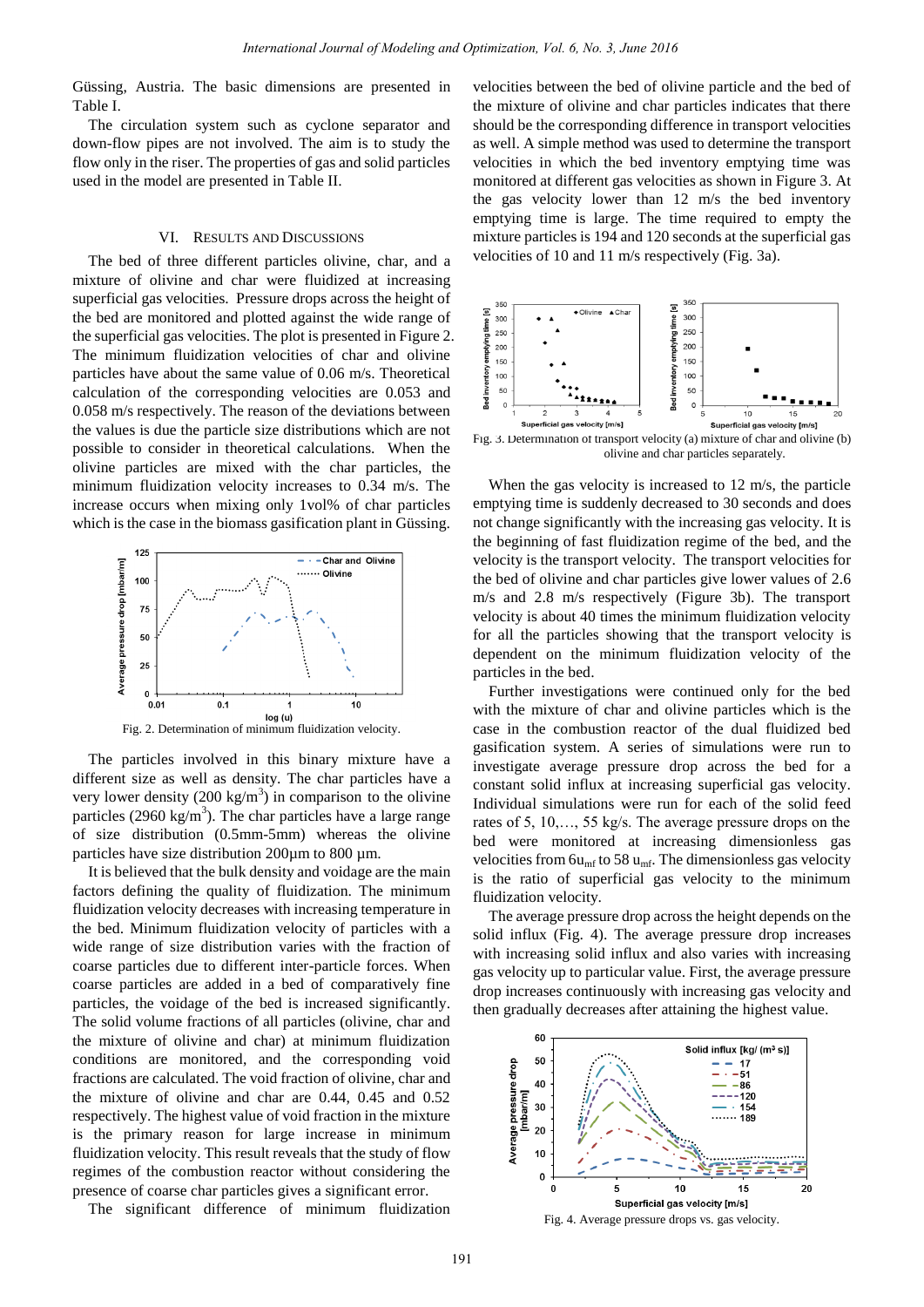Güssing, Austria. The basic dimensions are presented in Table I.

The circulation system such as cyclone separator and down-flow pipes are not involved. The aim is to study the flow only in the riser. The properties of gas and solid particles used in the model are presented in Table II.

## VI. Results and Discussions

The bed of three different particles olivine, char, and a mixture of olivine and char were fluidized at increasing superficial gas velocities. Pressure drops across the height of the bed are monitored and plotted against the wide range of the superficial gas velocities. The plot is presented in Figure 2. The minimum fluidization velocities of char and olivine particles have about the same value of 0.06 m/s. Theoretical calculation of the corresponding velocities are 0.053 and 0.058 m/s respectively. The reason of the deviations between the values is due the particle size distributions which are not possible to consider in theoretical calculations. When the olivine particles are mixed with the char particles, the minimum fluidization velocity increases to 0.34 m/s. The increase occurs when mixing only 1vol% of char particles which is the case in the biomass gasification plant in Güssing.

Fig. 2. Determination of minimum fluidization velocity.

The particles involved in this binary mixture have a different size as well as density. The char particles have a very lower density (200 kg/m$^3$) in comparison to the olivine particles (2960 kg/m$^3$). The char particles have a large range of size distribution (0.5mm-5mm) whereas the olivine particles have size distribution 200µm to 800 µm.

It is believed that the bulk density and voidage are the main factors defining the quality of fluidization. The minimum fluidization velocity decreases with increasing temperature in the bed. Minimum fluidization velocity of particles with a wide range of size distribution varies with the fraction of coarse particles due to different inter-particle forces. When coarse particles are added in a bed of comparatively fine particles, the voidage of the bed is increased significantly. The solid volume fractions of all particles (olivine, char and the mixture of olivine and char) at minimum fluidization conditions are monitored, and the corresponding void fractions are calculated. The void fraction of olivine, char and the mixture of olivine and char are 0.44, 0.45 and 0.52 respectively. The highest value of void fraction in the mixture is the primary reason for large increase in minimum fluidization velocity. This result reveals that the study of flow regimes of the combustion reactor without considering the presence of coarse char particles gives a significant error.

The significant difference of minimum fluidization velocities between the bed of olivine particle and the bed of the mixture of olivine and char particles indicates that there should be the corresponding difference in transport velocities as well. A simple method was used to determine the transport velocities in which the bed inventory emptying time was monitored at different gas velocities as shown in Figure 3. At the gas velocity lower than 12 m/s the bed inventory emptying time is large. The time required to empty the mixture particles is 194 and 120 seconds at the superficial gas velocities of 10 and 11 m/s respectively (Fig. 3a).

Fig. 3. Determination of transport velocity (a) mixture of char and olivine (b) olivine and char particles separately.

When the gas velocity is increased to 12 m/s, the particle emptying time is suddenly decreased to 30 seconds and does not change significantly with the increasing gas velocity. It is the beginning of fast fluidization regime of the bed, and the velocity is the transport velocity. The transport velocities for the bed of olivine and char particles give lower values of 2.6 m/s and 2.8 m/s respectively (Figure 3b). The transport velocity is about 40 times the minimum fluidization velocity for all the particles showing that the transport velocity is dependent on the minimum fluidization velocity of the particles in the bed.

Further investigations were continued only for the bed with the mixture of char and olivine particles which is the case in the combustion reactor of the dual fluidized bed gasification system. A series of simulations were run to investigate average pressure drop across the bed for a constant solid influx at increasing superficial gas velocity. Individual simulations were run for each of the solid feed rates of 5, 10,…, 55 kg/s. The average pressure drops on the bed were monitored at increasing dimensionless gas velocities from $6u_{mf}$ to 58 $u_{mf}$. The dimensionless gas velocity is the ratio of superficial gas velocity to the minimum fluidization velocity.

The average pressure drop across the height depends on the solid influx (Fig. 4). The average pressure drop increases with increasing solid influx and also varies with increasing gas velocity up to particular value. First, the average pressure drop increases continuously with increasing gas velocity and then gradually decreases after attaining the highest value.

Fig. 4. Average pressure drops vs. gas velocity.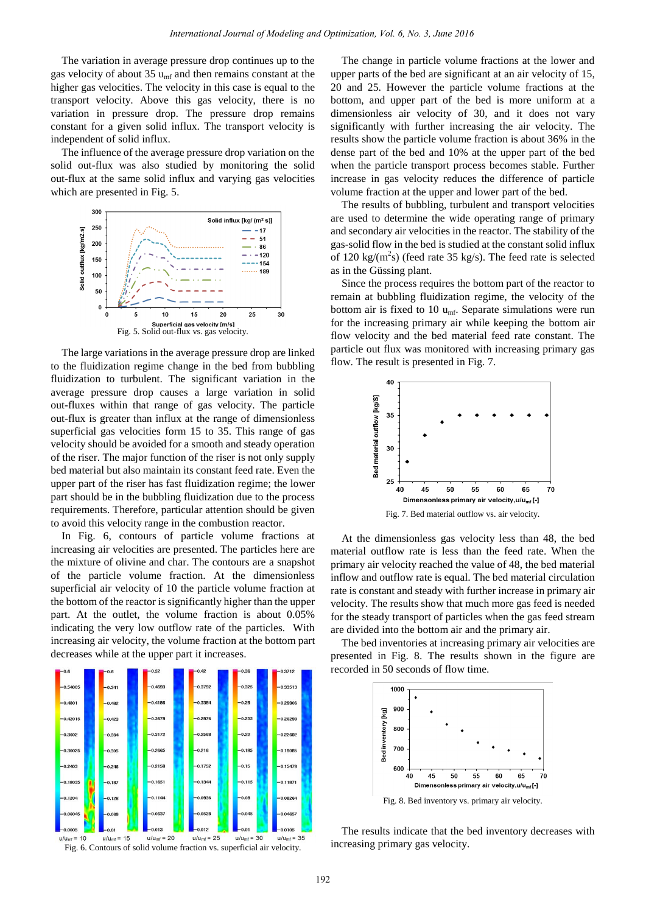The variation in average pressure drop continues up to the gas velocity of about 35 $u_{mf}$ and then remains constant at the higher gas velocities. The velocity in this case is equal to the transport velocity. Above this gas velocity, there is no variation in pressure drop. The pressure drop remains constant for a given solid influx. The transport velocity is independent of solid influx.

The influence of the average pressure drop variation on the solid out-flux was also studied by monitoring the solid out-flux at the same solid influx and varying gas velocities which are presented in Fig. 5.

Fig. 5. Solid out-flux vs. gas velocity.

The large variations in the average pressure drop are linked to the fluidization regime change in the bed from bubbling fluidization to turbulent. The significant variation in the average pressure drop causes a large variation in solid out-fluxes within that range of gas velocity. The particle out-flux is greater than influx at the range of dimensionless superficial gas velocities form 15 to 35. This range of gas velocity should be avoided for a smooth and steady operation of the riser. The major function of the riser is not only supply bed material but also maintain its constant feed rate. Even the upper part of the riser has fast fluidization regime; the lower part should be in the bubbling fluidization due to the process requirements. Therefore, particular attention should be given to avoid this velocity range in the combustion reactor.

In Fig. 6, contours of particle volume fractions at increasing air velocities are presented. The particles here are the mixture of olivine and char. The contours are a snapshot of the particle volume fraction. At the dimensionless superficial air velocity of 10 the particle volume fraction at the bottom of the reactor is significantly higher than the upper part. At the outlet, the volume fraction is about 0.05% indicating the very low outflow rate of the particles. With increasing air velocity, the volume fraction at the bottom part decreases while at the upper part it increases.

Fig. 6. Contours of solid volume fraction vs. superficial air velocity.

The change in particle volume fractions at the lower and upper parts of the bed are significant at an air velocity of 15, 20 and 25. However the particle volume fractions at the bottom, and upper part of the bed is more uniform at a dimensionless air velocity of 30, and it does not vary significantly with further increasing the air velocity. The results show the particle volume fraction is about 36% in the dense part of the bed and 10% at the upper part of the bed when the particle transport process becomes stable. Further increase in gas velocity reduces the difference of particle volume fraction at the upper and lower part of the bed.

The results of bubbling, turbulent and transport velocities are used to determine the wide operating range of primary and secondary air velocities in the reactor. The stability of the gas-solid flow in the bed is studied at the constant solid influx of 120 kg/($m^2$s) (feed rate 35 kg/s). The feed rate is selected as in the Güssing plant.

Since the process requires the bottom part of the reactor to remain at bubbling fluidization regime, the velocity of the bottom air is fixed to 10 $u_{mf}$. Separate simulations were run for the increasing primary air while keeping the bottom air flow velocity and the bed material feed rate constant. The particle out flux was monitored with increasing primary gas flow. The result is presented in Fig. 7.

Fig. 7. Bed material outflow vs. air velocity.

At the dimensionless gas velocity less than 48, the bed material outflow rate is less than the feed rate. When the primary air velocity reached the value of 48, the bed material inflow and outflow rate is equal. The bed material circulation rate is constant and steady with further increase in primary air velocity. The results show that much more gas feed is needed for the steady transport of particles when the gas feed stream are divided into the bottom air and the primary air.

The bed inventories at increasing primary air velocities are presented in Fig. 8. The results shown in the figure are recorded in 50 seconds of flow time.

Fig. 8. Bed inventory vs. primary air velocity.

The results indicate that the bed inventory decreases with increasing primary gas velocity.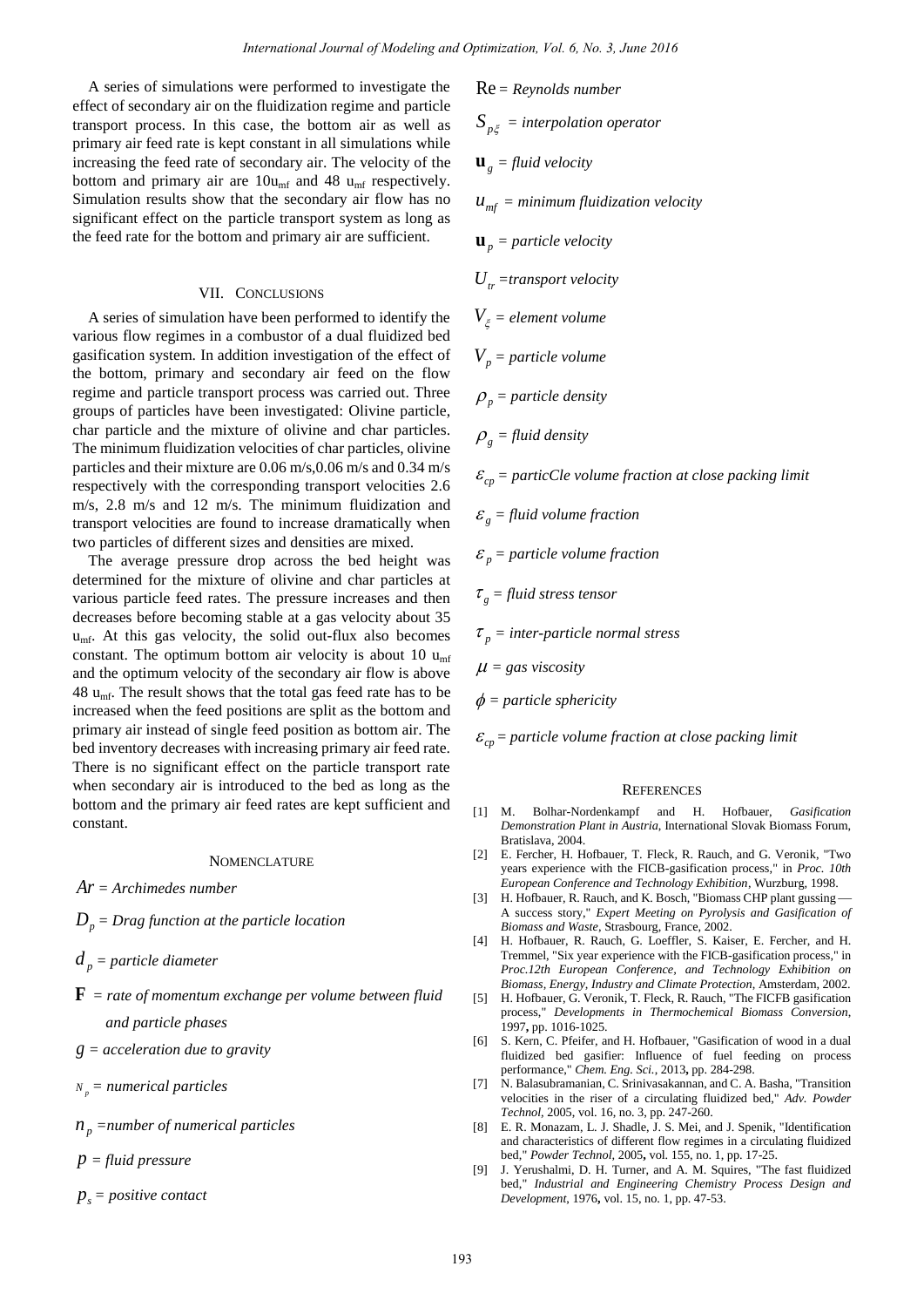A series of simulations were performed to investigate the effect of secondary air on the fluidization regime and particle transport process. In this case, the bottom air as well as primary air feed rate is kept constant in all simulations while increasing the feed rate of secondary air. The velocity of the bottom and primary air are $10u_{mf}$ and 48 $u_{mf}$ respectively. Simulation results show that the secondary air flow has no significant effect on the particle transport system as long as the feed rate for the bottom and primary air are sufficient.

## VII. Conclusions

A series of simulation have been performed to identify the various flow regimes in a combustor of a dual fluidized bed gasification system. In addition investigation of the effect of the bottom, primary and secondary air feed on the flow regime and particle transport process was carried out. Three groups of particles have been investigated: Olivine particle, char particle and the mixture of olivine and char particles. The minimum fluidization velocities of char particles, olivine particles and their mixture are 0.06 m/s,0.06 m/s and 0.34 m/s respectively with the corresponding transport velocities 2.6 m/s, 2.8 m/s and 12 m/s. The minimum fluidization and transport velocities are found to increase dramatically when two particles of different sizes and densities are mixed.

The average pressure drop across the bed height was determined for the mixture of olivine and char particles at various particle feed rates. The pressure increases and then decreases before becoming stable at a gas velocity about 35 $u_{mf}$. At this gas velocity, the solid out-flux also becomes constant. The optimum bottom air velocity is about 10 $u_{mf}$ and the optimum velocity of the secondary air flow is above 48 $u_{mf}$. The result shows that the total gas feed rate has to be increased when the feed positions are split as the bottom and primary air instead of single feed position as bottom air. The bed inventory decreases with increasing primary air feed rate. There is no significant effect on the particle transport rate when secondary air is introduced to the bed as long as the bottom and the primary air feed rates are kept sufficient and constant.

## Nomenclature

$Ar$ = *Archimedes number*

$D_p$ = *Drag function at the particle location*

$d_p$ = *particle diameter*

$\mathbf{F}$ = *rate of momentum exchange per volume between fluid and particle phases*

$g$ = *acceleration due to gravity*

$N_p$ = *numerical particles*

$n_p$ =*number of numerical particles*

$p$ = *fluid pressure*

$p_s$ = *positive contact*

$\mathrm{Re}$ = *Reynolds number*

$S_{p\xi}$ = *interpolation operator*

$\mathbf{u}_g$ = *fluid velocity*

$u_{mf}$ = *minimum fluidization velocity*

$\mathbf{u}_p$ = *particle velocity*

$U_{tr}$ =*transport velocity*

$V_\xi$ = *element volume*

$V_p$ = *particle volume*

$\rho_p$ = *particle density*

$\rho_g$ = *fluid density*

$\varepsilon_{cp}$ = *particCle volume fraction at close packing limit*

$\varepsilon_g$ = *fluid volume fraction*

$\varepsilon_p$ = *particle volume fraction*

$\tau_g$ = *fluid stress tensor*

$\tau_p$ = *inter-particle normal stress*

$\mu$ = *gas viscosity*

$\phi$ = *particle sphericity*

$\varepsilon_{cp}$ = *particle volume fraction at close packing limit*

## References

[1] M. Bolhar-Nordenkampf and H. Hofbauer, *Gasification Demonstration Plant in Austria*, International Slovak Biomass Forum, Bratislava, 2004.

[2] E. Fercher, H. Hofbauer, T. Fleck, R. Rauch, and G. Veronik, "Two years experience with the FICB-gasification process," in *Proc. 10th European Conference and Technology Exhibition*, Wurzburg, 1998.

[3] H. Hofbauer, R. Rauch, and K. Bosch, "Biomass CHP plant gussing — A success story," *Expert Meeting on Pyrolysis and Gasification of Biomass and Waste*, Strasbourg, France, 2002.

[4] H. Hofbauer, R. Rauch, G. Loeffler, S. Kaiser, E. Fercher, and H. Tremmel, "Six year experience with the FICB-gasification process," in *Proc.12th European Conference, and Technology Exhibition on Biomass, Energy, Industry and Climate Protection*, Amsterdam, 2002.

[5] H. Hofbauer, G. Veronik, T. Fleck, R. Rauch, "The FICFB gasification process," *Developments in Thermochemical Biomass Conversion*, 1997**,** pp. 1016-1025.

[6] S. Kern, C. Pfeifer, and H. Hofbauer, "Gasification of wood in a dual fluidized bed gasifier: Influence of fuel feeding on process performance," *Chem. Eng. Sci.*, 2013**,** pp. 284-298.

[7] N. Balasubramanian, C. Srinivasakannan, and C. A. Basha, "Transition velocities in the riser of a circulating fluidized bed," *Adv. Powder Technol*, 2005, vol. 16, no. 3, pp. 247-260.

[8] E. R. Monazam, L. J. Shadle, J. S. Mei, and J. Spenik, "Identification and characteristics of different flow regimes in a circulating fluidized bed," *Powder Technol*, 2005**,** vol. 155, no. 1, pp. 17-25.

[9] J. Yerushalmi, D. H. Turner, and A. M. Squires, "The fast fluidized bed," *Industrial and Engineering Chemistry Process Design and Development*, 1976**,** vol. 15, no. 1, pp. 47-53.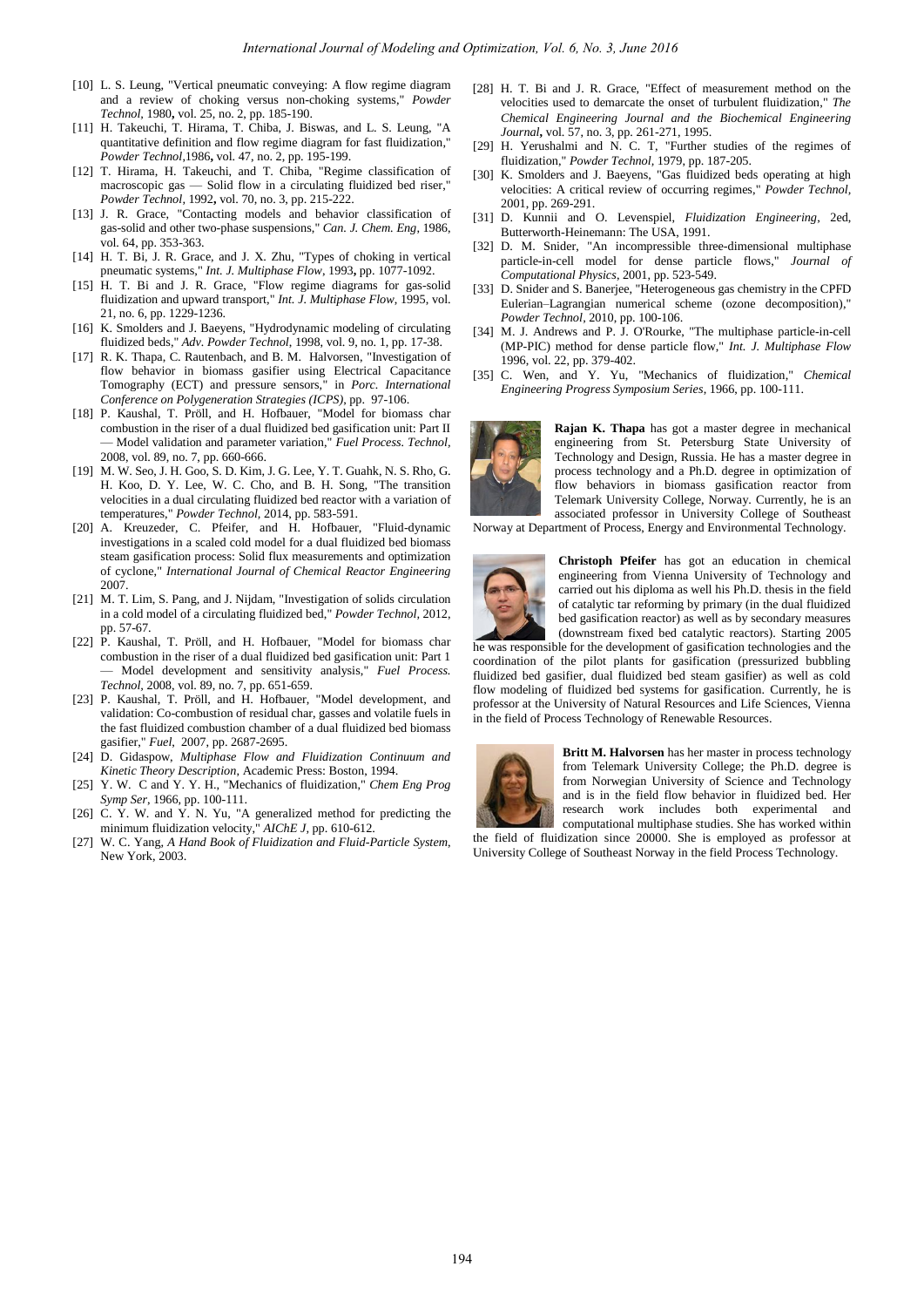[10] L. S. Leung, "Vertical pneumatic conveying: A flow regime diagram and a review of choking versus non-choking systems," *Powder Technol*, 1980**,** vol. 25, no. 2, pp. 185-190.

[11] H. Takeuchi, T. Hirama, T. Chiba, J. Biswas, and L. S. Leung, "A quantitative definition and flow regime diagram for fast fluidization," *Powder Technol*,1986**,** vol. 47, no. 2, pp. 195-199.

[12] T. Hirama, H. Takeuchi, and T. Chiba, "Regime classification of macroscopic gas — Solid flow in a circulating fluidized bed riser," *Powder Technol*, 1992**,** vol. 70, no. 3, pp. 215-222.

[13] J. R. Grace, "Contacting models and behavior classification of gas-solid and other two-phase suspensions," *Can. J. Chem. Eng*, 1986, vol. 64, pp. 353-363.

[14] H. T. Bi, J. R. Grace, and J. X. Zhu, "Types of choking in vertical pneumatic systems," *Int. J. Multiphase Flow*, 1993**,** pp. 1077-1092.

[15] H. T. Bi and J. R. Grace, "Flow regime diagrams for gas-solid fluidization and upward transport," *Int. J. Multiphase Flow*, 1995, vol. 21, no. 6, pp. 1229-1236.

[16] K. Smolders and J. Baeyens, "Hydrodynamic modeling of circulating fluidized beds," *Adv. Powder Technol*, 1998, vol. 9, no. 1, pp. 17-38.

[17] R. K. Thapa, C. Rautenbach, and B. M. Halvorsen, "Investigation of flow behavior in biomass gasifier using Electrical Capacitance Tomography (ECT) and pressure sensors," in *Porc. International Conference on Polygeneration Strategies (ICPS)*, pp. 97-106.

[18] P. Kaushal, T. Pröll, and H. Hofbauer, "Model for biomass char combustion in the riser of a dual fluidized bed gasification unit: Part II — Model validation and parameter variation," *Fuel Process. Technol*, 2008, vol. 89, no. 7, pp. 660-666.

[19] M. W. Seo, J. H. Goo, S. D. Kim, J. G. Lee, Y. T. Guahk, N. S. Rho, G. H. Koo, D. Y. Lee, W. C. Cho, and B. H. Song, "The transition velocities in a dual circulating fluidized bed reactor with a variation of temperatures," *Powder Technol*, 2014, pp. 583-591.

[20] A. Kreuzeder, C. Pfeifer, and H. Hofbauer, "Fluid-dynamic investigations in a scaled cold model for a dual fluidized bed biomass steam gasification process: Solid flux measurements and optimization of cyclone," *International Journal of Chemical Reactor Engineering* 2007.

[21] M. T. Lim, S. Pang, and J. Nijdam, "Investigation of solids circulation in a cold model of a circulating fluidized bed," *Powder Technol*, 2012, pp. 57-67.

[22] P. Kaushal, T. Pröll, and H. Hofbauer, "Model for biomass char combustion in the riser of a dual fluidized bed gasification unit: Part 1 — Model development and sensitivity analysis," *Fuel Process. Technol*, 2008, vol. 89, no. 7, pp. 651-659.

[23] P. Kaushal, T. Pröll, and H. Hofbauer, "Model development, and validation: Co-combustion of residual char, gasses and volatile fuels in the fast fluidized combustion chamber of a dual fluidized bed biomass gasifier," *Fuel*, 2007, pp. 2687-2695.

[24] D. Gidaspow, *Multiphase Flow and Fluidization Continuum and Kinetic Theory Description*, Academic Press: Boston, 1994.

[25] Y. W. C and Y. Y. H., "Mechanics of fluidization," *Chem Eng Prog Symp Ser*, 1966, pp. 100-111.

[26] C. Y. W. and Y. N. Yu, "A generalized method for predicting the minimum fluidization velocity," *AIChE J*, pp. 610-612.

[27] W. C. Yang, *A Hand Book of Fluidization and Fluid-Particle System*, New York, 2003.

[28] H. T. Bi and J. R. Grace, "Effect of measurement method on the velocities used to demarcate the onset of turbulent fluidization," *The Chemical Engineering Journal and the Biochemical Engineering Journal***,** vol. 57, no. 3, pp. 261-271, 1995.

[29] H. Yerushalmi and N. C. T, "Further studies of the regimes of fluidization," *Powder Technol*, 1979, pp. 187-205.

[30] K. Smolders and J. Baeyens, "Gas fluidized beds operating at high velocities: A critical review of occurring regimes," *Powder Technol*, 2001, pp. 269-291.

[31] D. Kunnii and O. Levenspiel, *Fluidization Engineering*, 2ed, Butterworth-Heinemann: The USA, 1991.

[32] D. M. Snider, "An incompressible three-dimensional multiphase particle-in-cell model for dense particle flows," *Journal of Computational Physics*, 2001, pp. 523-549.

[33] D. Snider and S. Banerjee, "Heterogeneous gas chemistry in the CPFD Eulerian–Lagrangian numerical scheme (ozone decomposition)," *Powder Technol*, 2010, pp. 100-106.

[34] M. J. Andrews and P. J. O'Rourke, "The multiphase particle-in-cell (MP-PIC) method for dense particle flow," *Int. J. Multiphase Flow* 1996, vol. 22, pp. 379-402.

[35] C. Wen, and Y. Yu, "Mechanics of fluidization," *Chemical Engineering Progress Symposium Series*, 1966, pp. 100-111.

**Rajan K. Thapa** has got a master degree in mechanical engineering from St. Petersburg State University of Technology and Design, Russia. He has a master degree in process technology and a Ph.D. degree in optimization of flow behaviors in biomass gasification reactor from Telemark University College, Norway. Currently, he is an associated professor in University College of Southeast Norway at Department of Process, Energy and Environmental Technology.

**Christoph Pfeifer** has got an education in chemical engineering from Vienna University of Technology and carried out his diploma as well his Ph.D. thesis in the field of catalytic tar reforming by primary (in the dual fluidized bed gasification reactor) as well as by secondary measures (downstream fixed bed catalytic reactors). Starting 2005 he was responsible for the development of gasification technologies and the coordination of the pilot plants for gasification (pressurized bubbling fluidized bed gasifier, dual fluidized bed steam gasifier) as well as cold flow modeling of fluidized bed systems for gasification. Currently, he is professor at the University of Natural Resources and Life Sciences, Vienna in the field of Process Technology of Renewable Resources.

**Britt M. Halvorsen** has her master in process technology from Telemark University College; the Ph.D. degree is from Norwegian University of Science and Technology and is in the field flow behavior in fluidized bed. Her research work includes both experimental and computational multiphase studies. She has worked within the field of fluidization since 20000. She is employed as professor at University College of Southeast Norway in the field Process Technology.